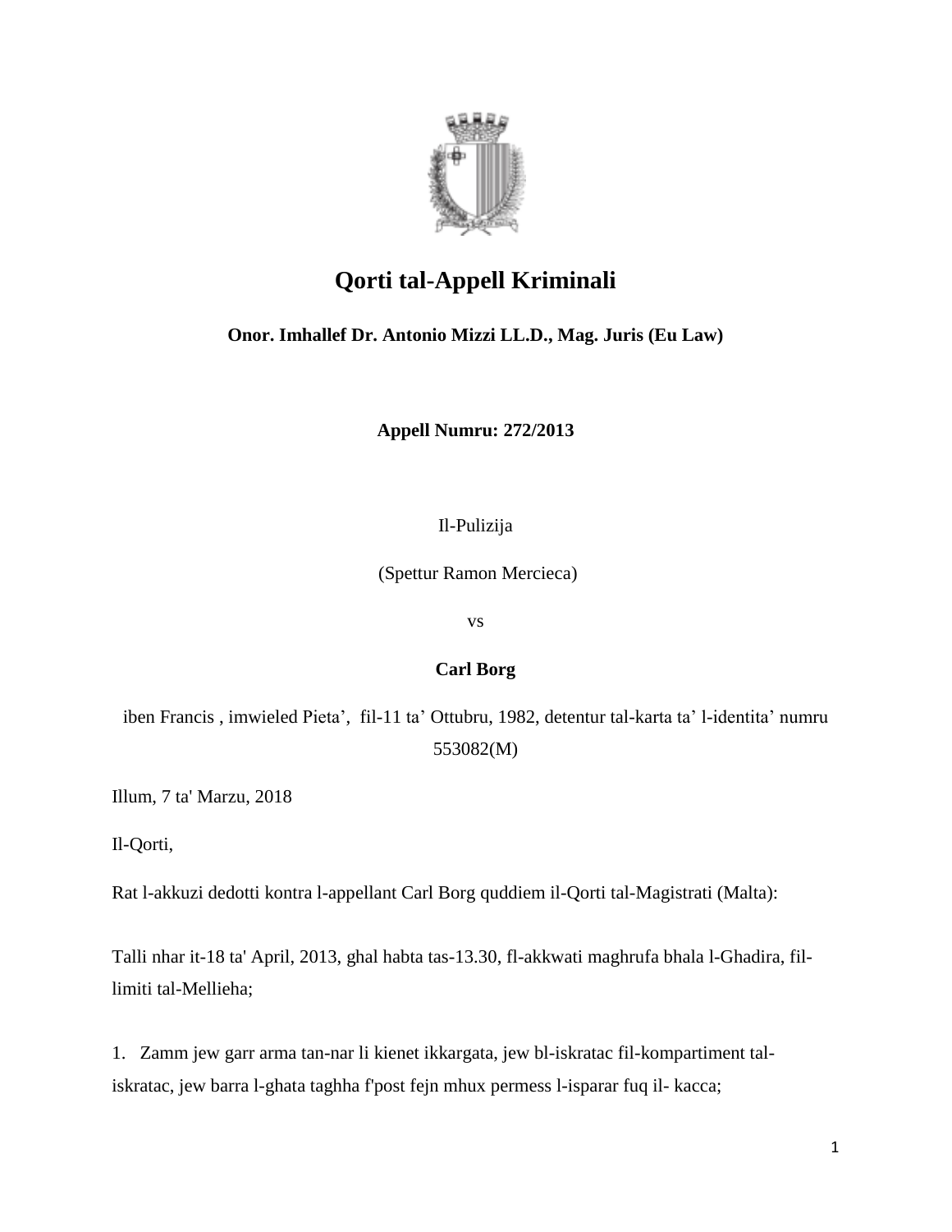# Qorti tal-Appell Kriminali

**Onor. Imhallef Dr. Antonio Mizzi LL.D., Mag. Juris (Eu Law)**

**Appell Numru: 272/2013**

Il-Pulizija

(Spettur Ramon Mercieca)

vs

**Carl Borg**

iben Francis , imwieled Pieta', fil-11 ta' Ottubru, 1982, detentur tal-karta ta' l-identita' numru 553082(M)

Illum, 7 ta' Marzu, 2018

Il-Qorti,

Rat l-akkuzi dedotti kontra l-appellant Carl Borg quddiem il-Qorti tal-Magistrati (Malta):

Talli nhar it-18 ta' April, 2013, ghal habta tas-13.30, fl-akkwati maghrufa bhala l-Ghadira, fil-limiti tal-Mellieha;

1. Zamm jew garr arma tan-nar li kienet ikkargata, jew bl-iskratac fil-kompartiment tal-iskratac, jew barra l-ghata taghha f'post fejn mhux permess l-isparar fuq il- kacca;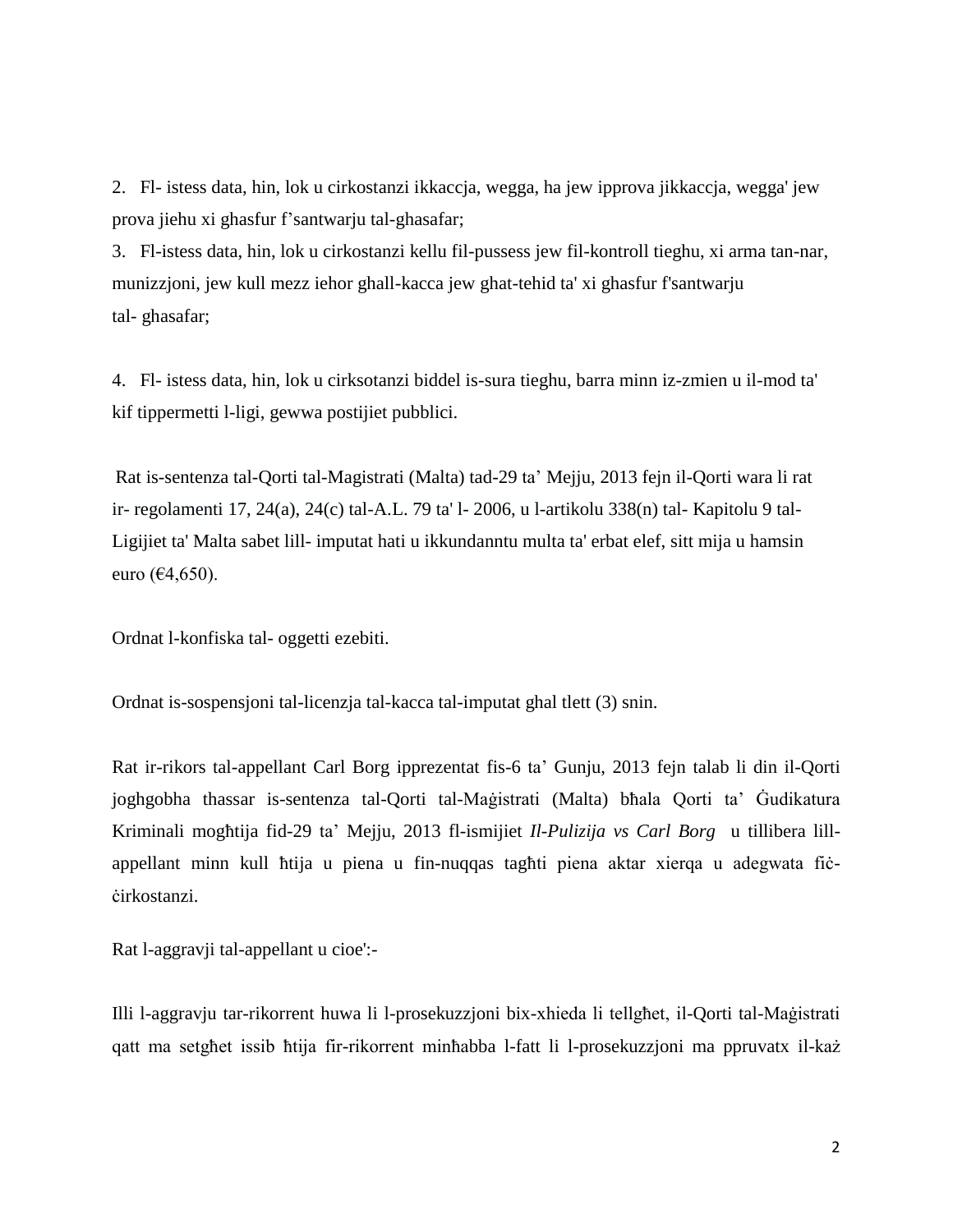2. Fl- istess data, hin, lok u cirkostanzi ikkaccja, wegga, ha jew ipprova jikkaccja, wegga' jew prova jiehu xi ghasfur f'santwarju tal-ghasafar;

3. Fl-istess data, hin, lok u cirkostanzi kellu fil-pussess jew fil-kontroll tieghu, xi arma tan-nar, munizzjoni, jew kull mezz iehor ghall-kacca jew ghat-tehid ta' xi ghasfur f'santwarju tal- ghasafar;

4. Fl- istess data, hin, lok u cirksotanzi biddel is-sura tieghu, barra minn iz-zmien u il-mod ta' kif tippermetti l-ligi, gewwa postijiet pubblici.

Rat is-sentenza tal-Qorti tal-Magistrati (Malta) tad-29 ta' Mejju, 2013 fejn il-Qorti wara li rat ir- regolamenti 17, 24(a), 24(c) tal-A.L. 79 ta' l- 2006, u l-artikolu 338(n) tal- Kapitolu 9 tal-Ligijiet ta' Malta sabet lill- imputat hati u ikkundanntu multa ta' erbat elef, sitt mija u hamsin euro (€4,650).

Ordnat l-konfiska tal- oggetti ezebiti.

Ordnat is-sospensjoni tal-licenzja tal-kacca tal-imputat ghal tlett (3) snin.

Rat ir-rikors tal-appellant Carl Borg ipprezentat fis-6 ta' Gunju, 2013 fejn talab li din il-Qorti joghgobha thassar is-sentenza tal-Qorti tal-Maġistrati (Malta) bħala Qorti ta' Ġudikatura Kriminali mogħtija fid-29 ta' Mejju, 2013 fl-ismijiet *Il-Pulizija vs Carl Borg* u tillibera lill-appellant minn kull ħtija u piena u fin-nuqqas tagħti piena aktar xierqa u adegwata fiċ-ċirkostanzi.

Rat l-aggravji tal-appellant u cioe':-

Illi l-aggravju tar-rikorrent huwa li l-prosekuzzjoni bix-xhieda li tellgħet, il-Qorti tal-Maġistrati qatt ma setgħet issib ħtija fir-rikorrent minħabba l-fatt li l-prosekuzzjoni ma ppruvatx il-każ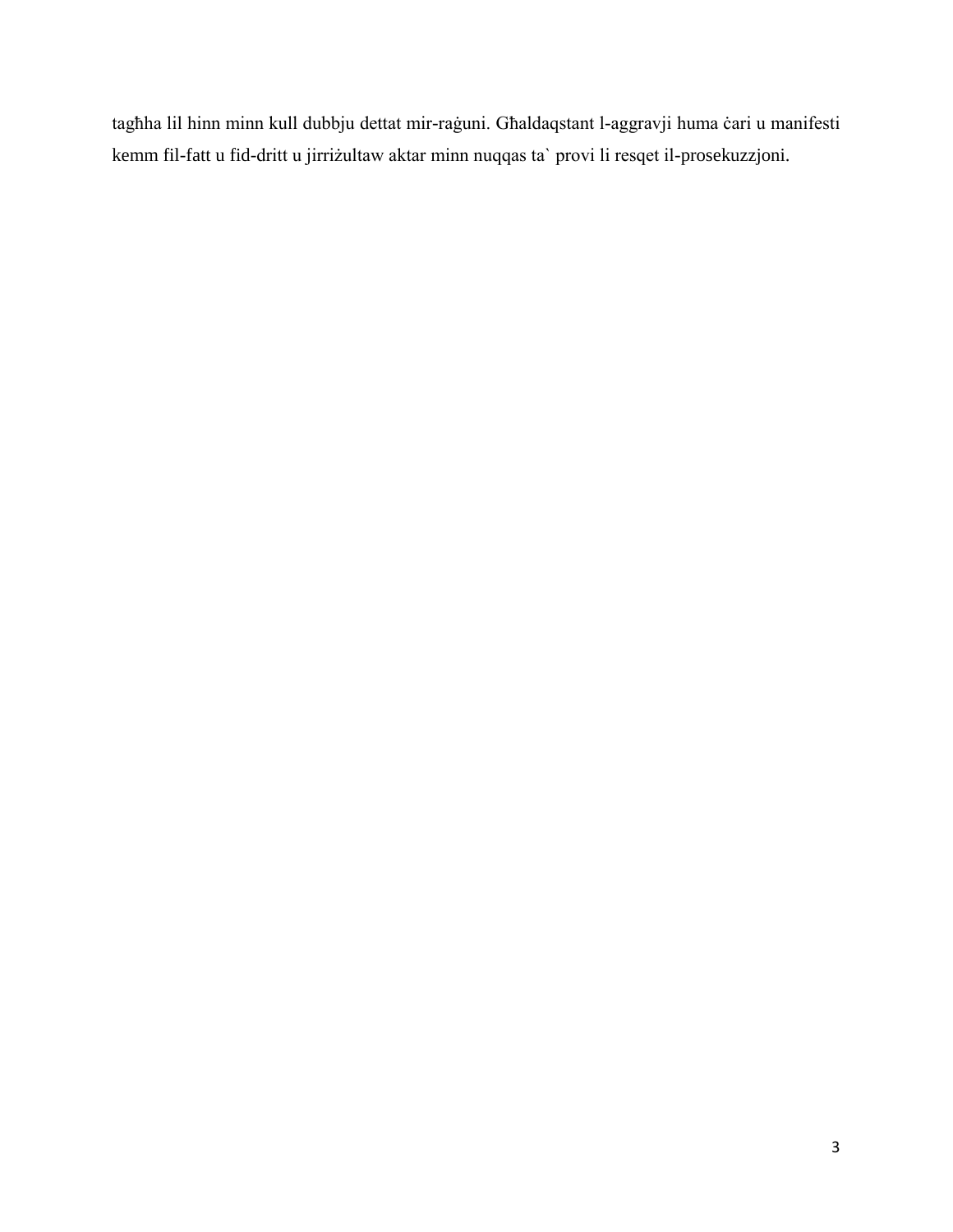tagħha lil hinn minn kull dubbju dettat mir-raġuni. Għaldaqstant l-aggravji huma ċari u manifesti kemm fil-fatt u fid-dritt u jirriżultaw aktar minn nuqqas ta` provi li resqet il-prosekuzzjoni.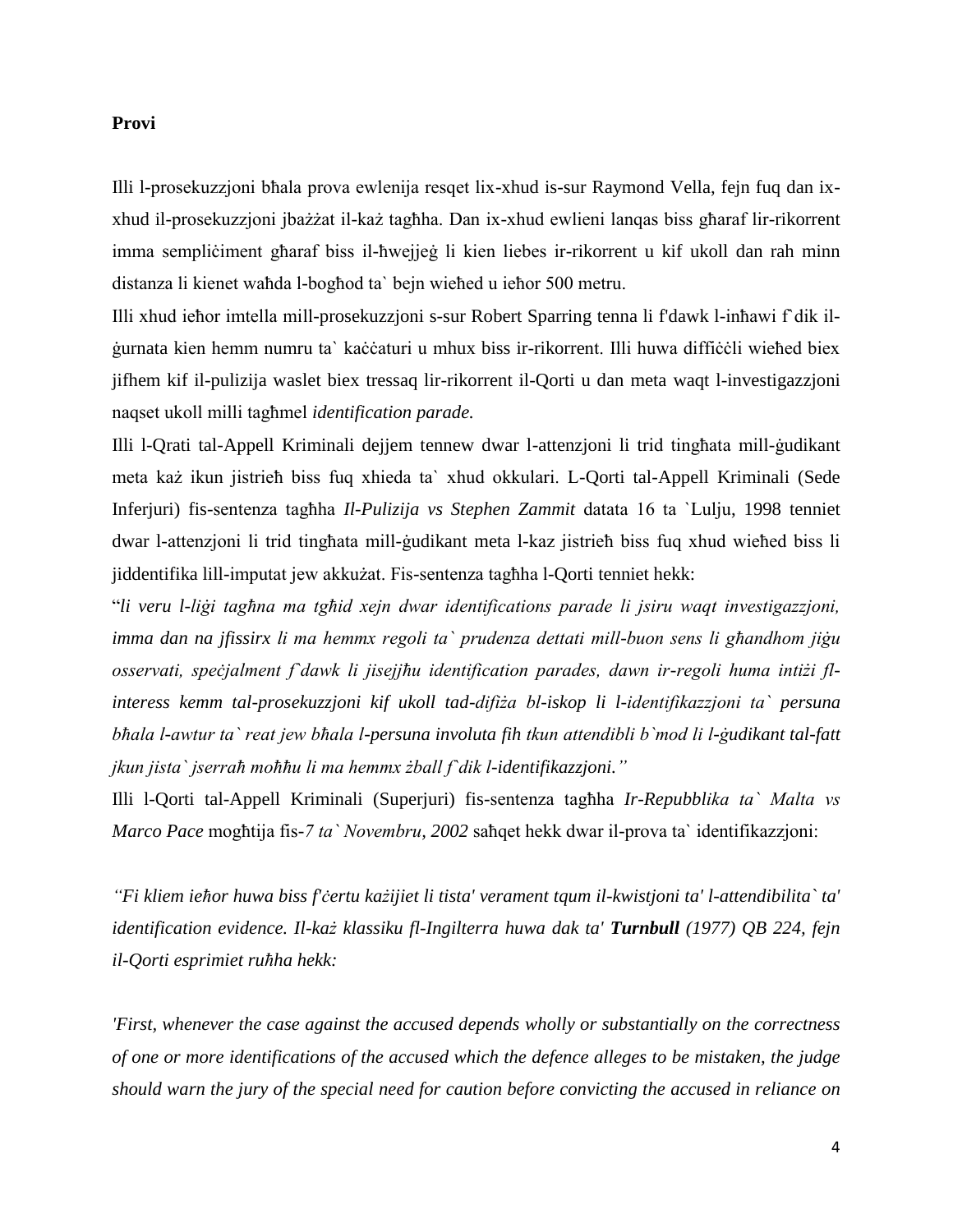**Provi**

Illi l-prosekuzzjoni bħala prova ewlenija resqet lix-xhud is-sur Raymond Vella, fejn fuq dan ix-xhud il-prosekuzzjoni jbażżat il-każ tagħha. Dan ix-xhud ewlieni lanqas biss għaraf lir-rikorrent imma sempliċiment għaraf biss il-ħwejjeġ li kien liebes ir-rikorrent u kif ukoll dan rah minn distanza li kienet waħda l-bogħod ta` bejn wieħed u ieħor 500 metru.

Illi xhud ieħor imtella mill-prosekuzzjoni s-sur Robert Sparring tenna li f'dawk l-inħawi f`dik il-ġurnata kien hemm numru ta` kaċċaturi u mhux biss ir-rikorrent. Illi huwa diffiċċli wieħed biex jifhem kif il-pulizija waslet biex tressaq lir-rikorrent il-Qorti u dan meta waqt l-investigazzjoni naqset ukoll milli tagħmel *identification parade.*

Illi l-Qrati tal-Appell Kriminali dejjem tennew dwar l-attenzjoni li trid tingħata mill-ġudikant meta każ ikun jistrieħ biss fuq xhieda ta` xhud okkulari. L-Qorti tal-Appell Kriminali (Sede Inferjuri) fis-sentenza tagħha *Il-Pulizija vs Stephen Zammit* datata 16 ta `Lulju, 1998 tenniet dwar l-attenzjoni li trid tingħata mill-ġudikant meta l-kaz jistrieħ biss fuq xhud wieħed biss li jiddentifika lill-imputat jew akkużat. Fis-sentenza tagħha l-Qorti tenniet hekk:

"*li veru l-liġi tagħna ma tgħid xejn dwar identifications parade li jsiru waqt investigazzjoni, imma dan na jfissirx li ma hemmx regoli ta` prudenza dettati mill-buon sens li għandhom jiġu osservati, speċjalment f`dawk li jisejjħu identification parades, dawn ir-regoli huma intiżi fl-interess kemm tal-prosekuzzjoni kif ukoll tad-difiża bl-iskop li l-identifikazzjoni ta` persuna bħala l-awtur ta` reat jew bħala l-persuna involuta fih tkun attendibli b`mod li l-ġudikant tal-fatt jkun jista` jserraħ moħħu li ma hemmx żball f`dik l-identifikazzjoni.*"

Illi l-Qorti tal-Appell Kriminali (Superjuri) fis-sentenza tagħha *Ir-Repubblika ta` Malta vs Marco Pace* mogħtija fis-*7 ta` Novembru, 2002* saħqet hekk dwar il-prova ta` identifikazzjoni:

*"Fi kliem ieħor huwa biss f'ċertu każijiet li tista' verament tqum il-kwistjoni ta' l-attendibilita` ta' identification evidence. Il-każ klassiku fl-Ingilterra huwa dak ta'* ***Turnbull*** *(1977) QB 224, fejn il-Qorti esprimiet ruħha hekk:*

*'First, whenever the case against the accused depends wholly or substantially on the correctness of one or more identifications of the accused which the defence alleges to be mistaken, the judge should warn the jury of the special need for caution before convicting the accused in reliance on*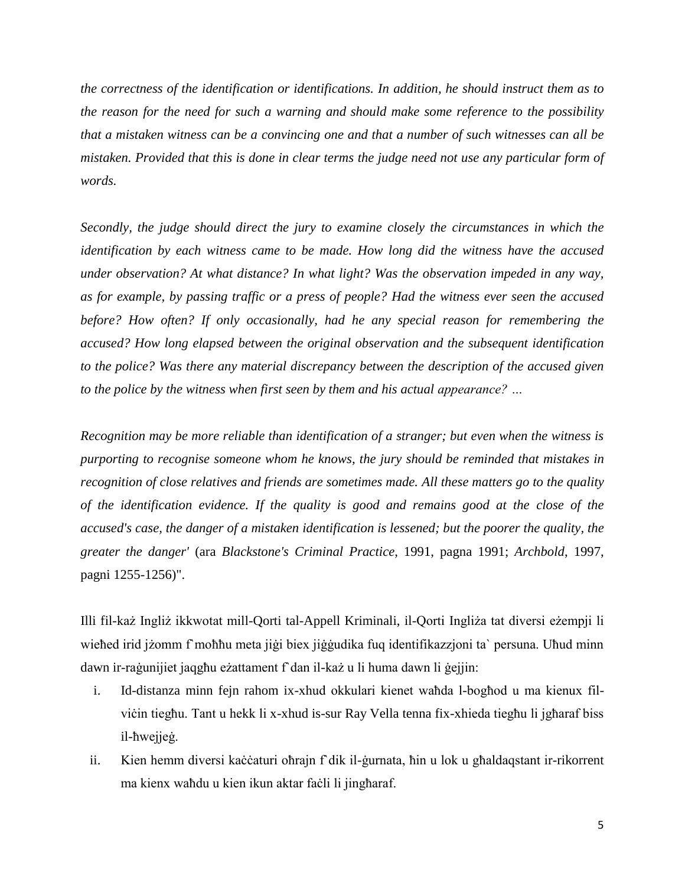*the correctness of the identification or identifications. In addition, he should instruct them as to the reason for the need for such a warning and should make some reference to the possibility that a mistaken witness can be a convincing one and that a number of such witnesses can all be mistaken. Provided that this is done in clear terms the judge need not use any particular form of words.*

*Secondly, the judge should direct the jury to examine closely the circumstances in which the identification by each witness came to be made. How long did the witness have the accused under observation? At what distance? In what light? Was the observation impeded in any way, as for example, by passing traffic or a press of people? Had the witness ever seen the accused before? How often? If only occasionally, had he any special reason for remembering the accused? How long elapsed between the original observation and the subsequent identification to the police? Was there any material discrepancy between the description of the accused given to the police by the witness when first seen by them and his actual appearance? …*

*Recognition may be more reliable than identification of a stranger; but even when the witness is purporting to recognise someone whom he knows, the jury should be reminded that mistakes in recognition of close relatives and friends are sometimes made. All these matters go to the quality of the identification evidence. If the quality is good and remains good at the close of the accused's case, the danger of a mistaken identification is lessened; but the poorer the quality, the greater the danger'* (ara *Blackstone's Criminal Practice*, 1991, pagna 1991; *Archbold*, 1997, pagni 1255-1256)".

Illi fil-każ Ingliż ikkwotat mill-Qorti tal-Appell Kriminali, il-Qorti Ingliża tat diversi eżempji li wieħed irid jżomm f`moħħu meta jiġi biex jiġġudika fuq identifikazzjoni ta` persuna. Uħud minn dawn ir-raġunijiet jaqgħu eżattament f`dan il-każ u li huma dawn li ġejjin:

i. Id-distanza minn fejn rahom ix-xhud okkulari kienet waħda l-bogħod u ma kienux fil-viċin tiegħu. Tant u hekk li x-xhud is-sur Ray Vella tenna fix-xhieda tiegħu li jgħaraf biss il-ħwejjeġ.
ii. Kien hemm diversi kaċċaturi oħrajn f`dik il-ġurnata, ħin u lok u għaldaqstant ir-rikorrent ma kienx waħdu u kien ikun aktar faċli li jingħaraf.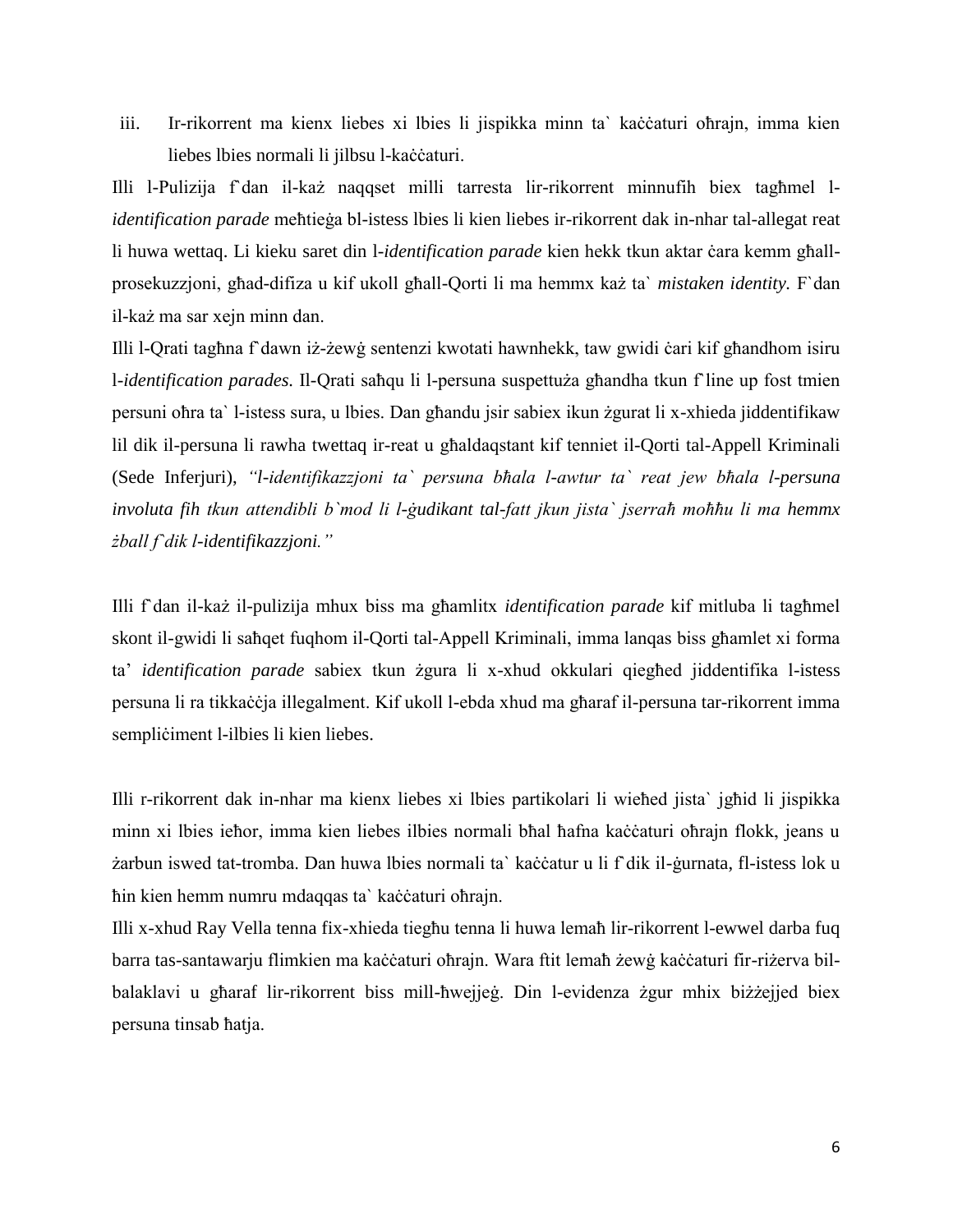iii. Ir-rikorrent ma kienx liebes xi lbies li jispikka minn ta` kaċċaturi oħrajn, imma kien liebes lbies normali li jilbsu l-kaċċaturi.

Illi l-Pulizija f`dan il-każ naqqset milli tarresta lir-rikorrent minnufih biex tagħmel l-*identification parade* meħtieġa bl-istess lbies li kien liebes ir-rikorrent dak in-nhar tal-allegat reat li huwa wettaq. Li kieku saret din l-*identification parade* kien hekk tkun aktar ċara kemm għall-prosekuzzjoni, għad-difiza u kif ukoll għall-Qorti li ma hemmx każ ta` *mistaken identity.* F`dan il-każ ma sar xejn minn dan.

Illi l-Qrati tagħna f`dawn iż-żewġ sentenzi kwotati hawnhekk, taw gwidi ċari kif għandhom isiru l-*identification parades.* Il-Qrati saħqu li l-persuna suspettuża għandha tkun f`line up fost tmien persuni oħra ta` l-istess sura, u lbies. Dan għandu jsir sabiex ikun żgurat li x-xhieda jiddentifikaw lil dik il-persuna li rawha twettaq ir-reat u għaldaqstant kif tenniet il-Qorti tal-Appell Kriminali (Sede Inferjuri), *"l-identifikazzjoni ta` persuna bħala l-awtur ta` reat jew bħala l-persuna involuta fih tkun attendibli b`mod li l-ġudikant tal-fatt jkun jista` jserraħ moħħu li ma hemmx żball f`dik l-identifikazzjoni."*

Illi f`dan il-każ il-pulizija mhux biss ma għamlitx *identification parade* kif mitluba li tagħmel skont il-gwidi li saħqet fuqhom il-Qorti tal-Appell Kriminali, imma lanqas biss għamlet xi forma ta' *identification parade* sabiex tkun żgura li x-xhud okkulari qiegħed jiddentifika l-istess persuna li ra tikkaċċja illegalment. Kif ukoll l-ebda xhud ma għaraf il-persuna tar-rikorrent imma sempliċiment l-ilbies li kien liebes.

Illi r-rikorrent dak in-nhar ma kienx liebes xi lbies partikolari li wieħed jista` jgħid li jispikka minn xi lbies ieħor, imma kien liebes ilbies normali bħal ħafna kaċċaturi oħrajn flokk, jeans u żarbun iswed tat-tromba. Dan huwa lbies normali ta` kaċċatur u li f`dik il-ġurnata, fl-istess lok u ħin kien hemm numru mdaqqas ta` kaċċaturi oħrajn.

Illi x-xhud Ray Vella tenna fix-xhieda tiegħu tenna li huwa lemaħ lir-rikorrent l-ewwel darba fuq barra tas-santawarju flimkien ma kaċċaturi oħrajn. Wara ftit lemaħ żewġ kaċċaturi fir-riżerva bil-balaklavi u għaraf lir-rikorrent biss mill-ħwejjeġ. Din l-evidenza żgur mhix biżżejjed biex persuna tinsab ħatja.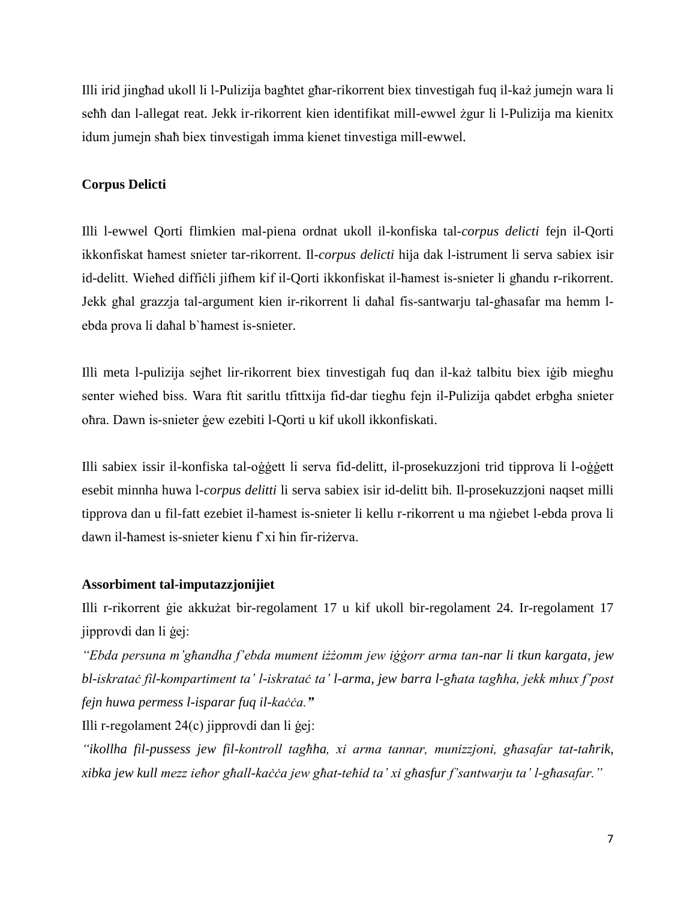Illi irid jingħad ukoll li l-Pulizija bagħtet għar-rikorrent biex tinvestigah fuq il-każ jumejn wara li seħħ dan l-allegat reat. Jekk ir-rikorrent kien identifikat mill-ewwel żgur li l-Pulizija ma kienitx idum jumejn sħaħ biex tinvestigah imma kienet tinvestiga mill-ewwel.

**Corpus Delicti**

Illi l-ewwel Qorti flimkien mal-piena ordnat ukoll il-konfiska tal-*corpus delicti* fejn il-Qorti ikkonfiskat ħamest snieter tar-rikorrent. Il-*corpus delicti* hija dak l-istrument li serva sabiex isir id-delitt. Wieħed diffiċli jifhem kif il-Qorti ikkonfiskat il-ħamest is-snieter li għandu r-rikorrent. Jekk għal grazzja tal-argument kien ir-rikorrent li daħal fis-santwarju tal-għasafar ma hemm l-ebda prova li daħal b`ħamest is-snieter.

Illi meta l-pulizija sejħet lir-rikorrent biex tinvestigah fuq dan il-każ talbitu biex iġib miegħu senter wieħed biss. Wara ftit saritlu tfittxija fid-dar tiegħu fejn il-Pulizija qabdet erbgħa snieter oħra. Dawn is-snieter ġew ezebiti l-Qorti u kif ukoll ikkonfiskati.

Illi sabiex issir il-konfiska tal-oġġett li serva fid-delitt, il-prosekuzzjoni trid tipprova li l-oġġett esebit minnha huwa l-*corpus delitti* li serva sabiex isir id-delitt bih. Il-prosekuzzjoni naqset milli tipprova dan u fil-fatt ezebiet il-ħamest is-snieter li kellu r-rikorrent u ma nġiebet l-ebda prova li dawn il-ħamest is-snieter kienu f`xi ħin fir-riżerva.

**Assorbiment tal-imputazzjonijiet**

Illi r-rikorrent ġie akkużat bir-regolament 17 u kif ukoll bir-regolament 24. Ir-regolament 17 jipprovdi dan li ġej:

*"Ebda persuna m'għandha f'ebda mument iżżomm jew iġġorr arma tan-nar li tkun kargata, jew bl-iskrataċ fil-kompartiment ta' l-iskrataċ ta' l-arma, jew barra l-għata tagħha, jekk mhux f'post fejn huwa permess l-isparar fuq il-kaċċa."*

Illi r-regolament 24(c) jipprovdi dan li ġej:

*"ikollha fil-pussess jew fil-kontroll tagħha, xi arma tannar, munizzjoni, għasafar tat-taħrik, xibka jew kull mezz ieħor għall-kaċċa jew għat-teħid ta' xi għasfur f'santwarju ta' l-għasafar."*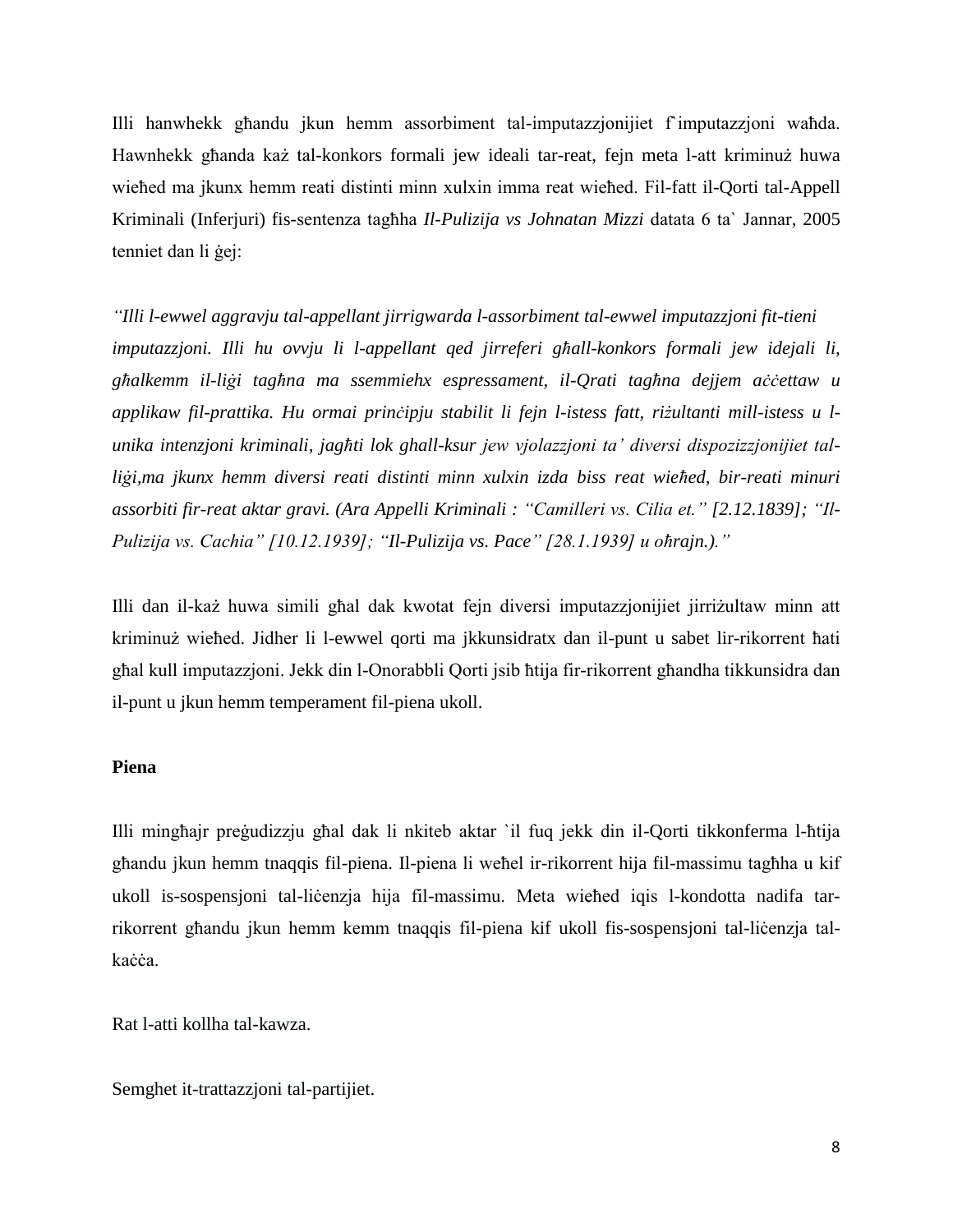Illi hanwhekk għandu jkun hemm assorbiment tal-imputazzjonijiet f`imputazzjoni waħda. Hawnhekk għanda każ tal-konkors formali jew ideali tar-reat, fejn meta l-att kriminuż huwa wieħed ma jkunx hemm reati distinti minn xulxin imma reat wieħed. Fil-fatt il-Qorti tal-Appell Kriminali (Inferjuri) fis-sentenza tagħha *Il-Pulizija vs Johnatan Mizzi* datata 6 ta` Jannar, 2005 tenniet dan li ġej:

*"Illi l-ewwel aggravju tal-appellant jirrigwarda l-assorbiment tal-ewwel imputazzjoni fit-tieni imputazzjoni. Illi hu ovvju li l-appellant qed jirreferi għall-konkors formali jew idejali li, għalkemm il-liġi tagħna ma ssemmiehx espressament, il-Qrati tagħna dejjem aċċettaw u applikaw fil-prattika. Hu ormai prinċipju stabilit li fejn l-istess fatt, riżultanti mill-istess u l-unika intenzjoni kriminali, jagħti lok ghall-ksur jew vjolazzjoni ta' diversi dispozizzjonijiet tal-liġi,ma jkunx hemm diversi reati distinti minn xulxin izda biss reat wieħed, bir-reati minuri assorbiti fir-reat aktar gravi. (Ara Appelli Kriminali : "Camilleri vs. Cilia et." [2.12.1839]; "Il-Pulizija vs. Cachia" [10.12.1939]; "Il-Pulizija vs. Pace" [28.1.1939] u oħrajn.)."*

Illi dan il-każ huwa simili għal dak kwotat fejn diversi imputazzjonijiet jirriżultaw minn att kriminuż wieħed. Jidher li l-ewwel qorti ma jkkunsidratx dan il-punt u sabet lir-rikorrent ħati għal kull imputazzjoni. Jekk din l-Onorabbli Qorti jsib ħtija fir-rikorrent għandha tikkunsidra dan il-punt u jkun hemm temperament fil-piena ukoll.

**Piena**

Illi mingħajr preġudizzju għal dak li nkiteb aktar `il fuq jekk din il-Qorti tikkonferma l-ħtija għandu jkun hemm tnaqqis fil-piena. Il-piena li weħel ir-rikorrent hija fil-massimu tagħha u kif ukoll is-sospensjoni tal-liċenzja hija fil-massimu. Meta wieħed iqis l-kondotta nadifa tar-rikorrent għandu jkun hemm kemm tnaqqis fil-piena kif ukoll fis-sospensjoni tal-liċenzja tal-kaċċa.

Rat l-atti kollha tal-kawza.

Semghet it-trattazzjoni tal-partijiet.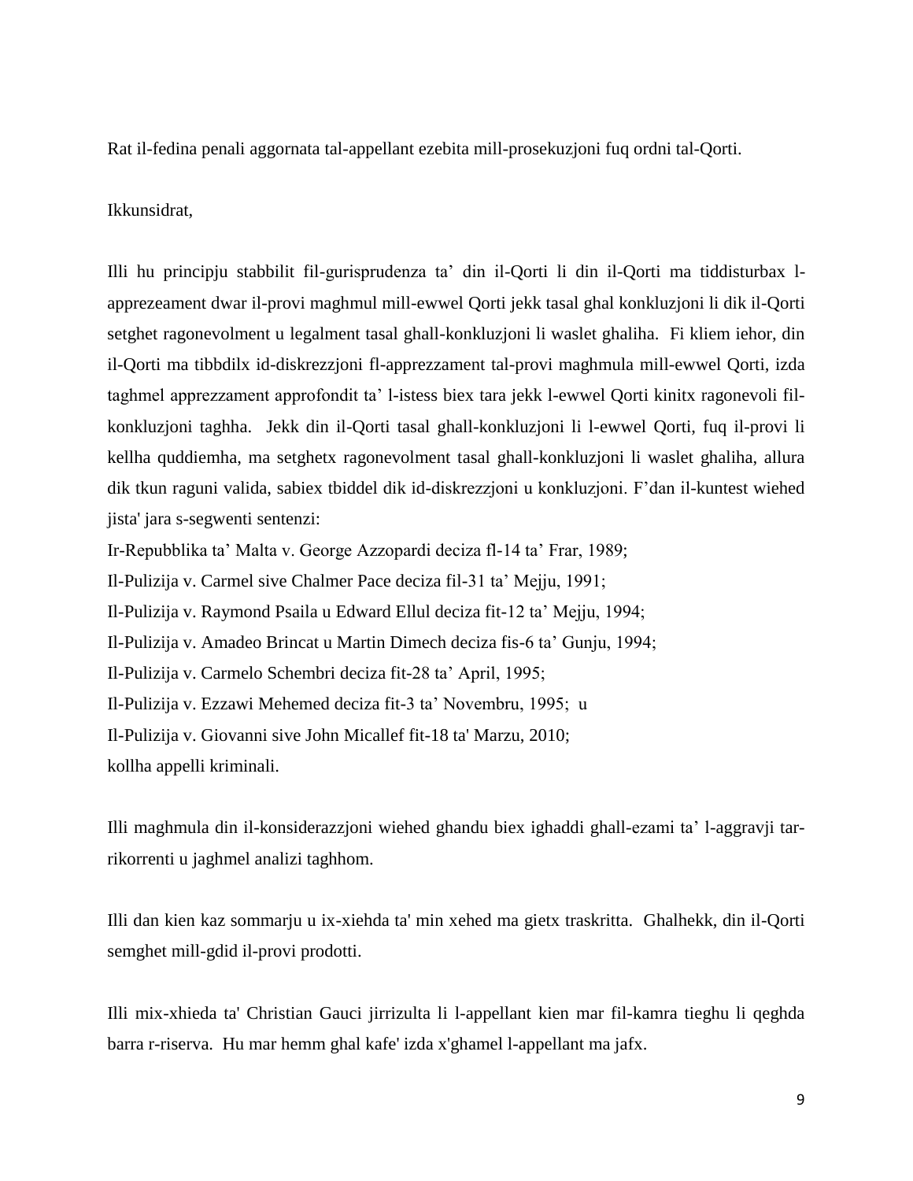Rat il-fedina penali aggornata tal-appellant ezebita mill-prosekuzjoni fuq ordni tal-Qorti.

Ikkunsidrat,

Illi hu principju stabbilit fil-gurisprudenza ta' din il-Qorti li din il-Qorti ma tiddisturbax l-apprezeament dwar il-provi maghmul mill-ewwel Qorti jekk tasal ghal konkluzjoni li dik il-Qorti setghet ragonevolment u legalment tasal ghall-konkluzjoni li waslet ghaliha. Fi kliem iehor, din il-Qorti ma tibbdilx id-diskrezzjoni fl-apprezzament tal-provi maghmula mill-ewwel Qorti, izda taghmel apprezzament approfondit ta' l-istess biex tara jekk l-ewwel Qorti kinitx ragonevoli fil-konkluzjoni taghha. Jekk din il-Qorti tasal ghall-konkluzjoni li l-ewwel Qorti, fuq il-provi li kellha quddiemha, ma setghetx ragonevolment tasal ghall-konkluzjoni li waslet ghaliha, allura dik tkun raguni valida, sabiex tbiddel dik id-diskrezzjoni u konkluzjoni. F'dan il-kuntest wiehed jista' jara s-segwenti sentenzi:
Ir-Repubblika ta' Malta v. George Azzopardi deciza fl-14 ta' Frar, 1989;
Il-Pulizija v. Carmel sive Chalmer Pace deciza fil-31 ta' Mejju, 1991;
Il-Pulizija v. Raymond Psaila u Edward Ellul deciza fit-12 ta' Mejju, 1994;
Il-Pulizija v. Amadeo Brincat u Martin Dimech deciza fis-6 ta' Gunju, 1994;
Il-Pulizija v. Carmelo Schembri deciza fit-28 ta' April, 1995;
Il-Pulizija v. Ezzawi Mehemed deciza fit-3 ta' Novembru, 1995; u
Il-Pulizija v. Giovanni sive John Micallef fit-18 ta' Marzu, 2010;
kollha appelli kriminali.

Illi maghmula din il-konsiderazzjoni wiehed ghandu biex ighaddi ghall-ezami ta' l-aggravji tar-rikorrenti u jaghmel analizi taghhom.

Illi dan kien kaz sommarju u ix-xiehda ta' min xehed ma gietx traskritta. Ghalhekk, din il-Qorti semghet mill-gdid il-provi prodotti.

Illi mix-xhieda ta' Christian Gauci jirrizulta li l-appellant kien mar fil-kamra tieghu li qeghda barra r-riserva. Hu mar hemm ghal kafe' izda x'ghamel l-appellant ma jafx.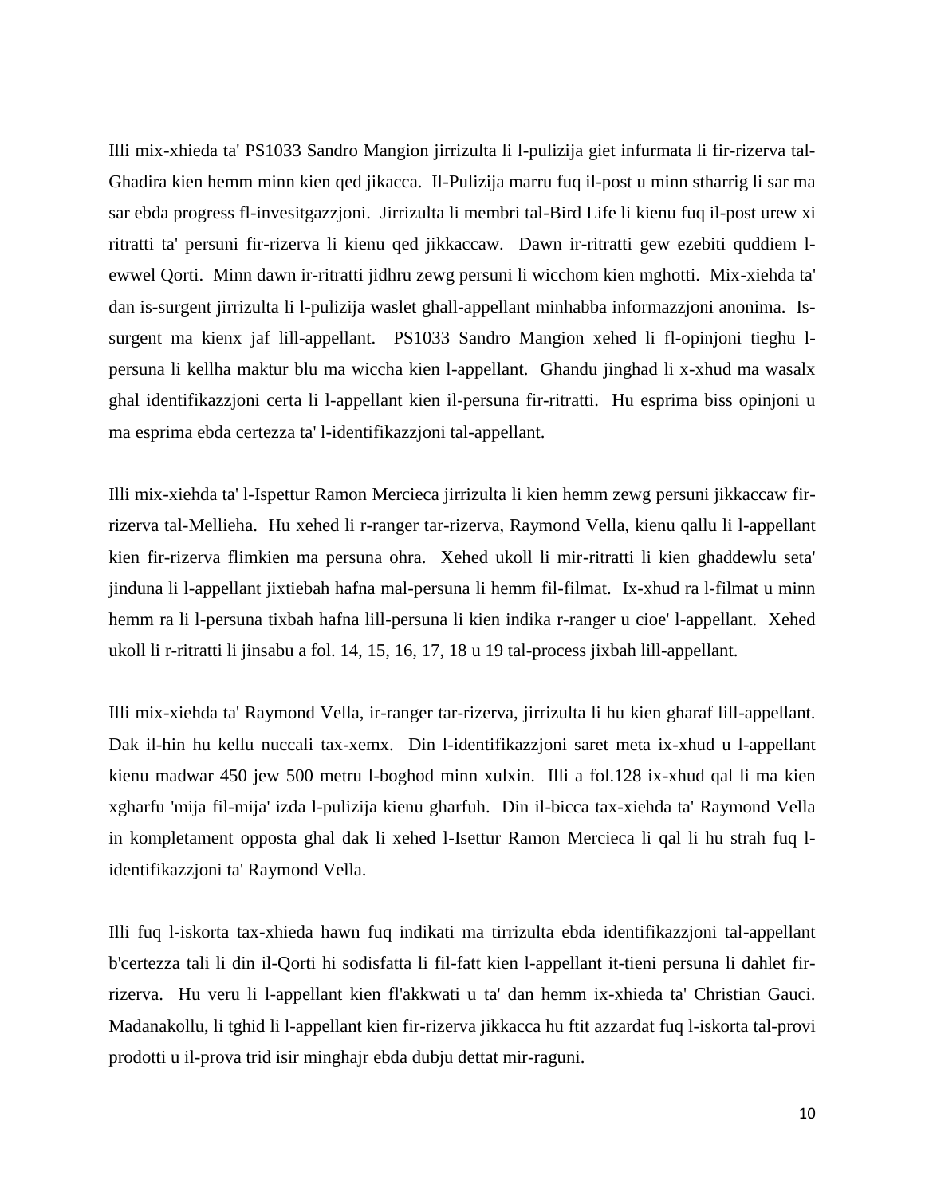Illi mix-xhieda ta' PS1033 Sandro Mangion jirrizulta li l-pulizija giet infurmata li fir-rizerva tal-Ghadira kien hemm minn kien qed jikacca. Il-Pulizija marru fuq il-post u minn stharrig li sar ma sar ebda progress fl-invesitgazzjoni. Jirrizulta li membri tal-Bird Life li kienu fuq il-post urew xi ritratti ta' persuni fir-rizerva li kienu qed jikkaccaw. Dawn ir-ritratti gew ezebiti quddiem l-ewwel Qorti. Minn dawn ir-ritratti jidhru zewg persuni li wicchom kien mghotti. Mix-xiehda ta' dan is-surgent jirrizulta li l-pulizija waslet ghall-appellant minhabba informazzjoni anonima. Is-surgent ma kienx jaf lill-appellant. PS1033 Sandro Mangion xehed li fl-opinjoni tieghu l-persuna li kellha maktur blu ma wiccha kien l-appellant. Ghandu jinghad li x-xhud ma wasalx ghal identifikazzjoni certa li l-appellant kien il-persuna fir-ritratti. Hu esprima biss opinjoni u ma esprima ebda certezza ta' l-identifikazzjoni tal-appellant.

Illi mix-xiehda ta' l-Ispettur Ramon Mercieca jirrizulta li kien hemm zewg persuni jikkaccaw fir-rizerva tal-Mellieha. Hu xehed li r-ranger tar-rizerva, Raymond Vella, kienu qallu li l-appellant kien fir-rizerva flimkien ma persuna ohra. Xehed ukoll li mir-ritratti li kien ghaddewlu seta' jinduna li l-appellant jixtiebah hafna mal-persuna li hemm fil-filmat. Ix-xhud ra l-filmat u minn hemm ra li l-persuna tixbah hafna lill-persuna li kien indika r-ranger u cioe' l-appellant. Xehed ukoll li r-ritratti li jinsabu a fol. 14, 15, 16, 17, 18 u 19 tal-process jixbah lill-appellant.

Illi mix-xiehda ta' Raymond Vella, ir-ranger tar-rizerva, jirrizulta li hu kien gharaf lill-appellant. Dak il-hin hu kellu nuccali tax-xemx. Din l-identifikazzjoni saret meta ix-xhud u l-appellant kienu madwar 450 jew 500 metru l-boghod minn xulxin. Illi a fol.128 ix-xhud qal li ma kien xgharfu 'mija fil-mija' izda l-pulizija kienu gharfuh. Din il-bicca tax-xiehda ta' Raymond Vella in kompletament opposta ghal dak li xehed l-Isettur Ramon Mercieca li qal li hu strah fuq l-identifikazzjoni ta' Raymond Vella.

Illi fuq l-iskorta tax-xhieda hawn fuq indikati ma tirrizulta ebda identifikazzjoni tal-appellant b'certezza tali li din il-Qorti hi sodisfatta li fil-fatt kien l-appellant it-tieni persuna li dahlet fir-rizerva. Hu veru li l-appellant kien fl'akkwati u ta' dan hemm ix-xhieda ta' Christian Gauci. Madanakollu, li tghid li l-appellant kien fir-rizerva jikkacca hu ftit azzardat fuq l-iskorta tal-provi prodotti u il-prova trid isir minghajr ebda dubju dettat mir-raguni.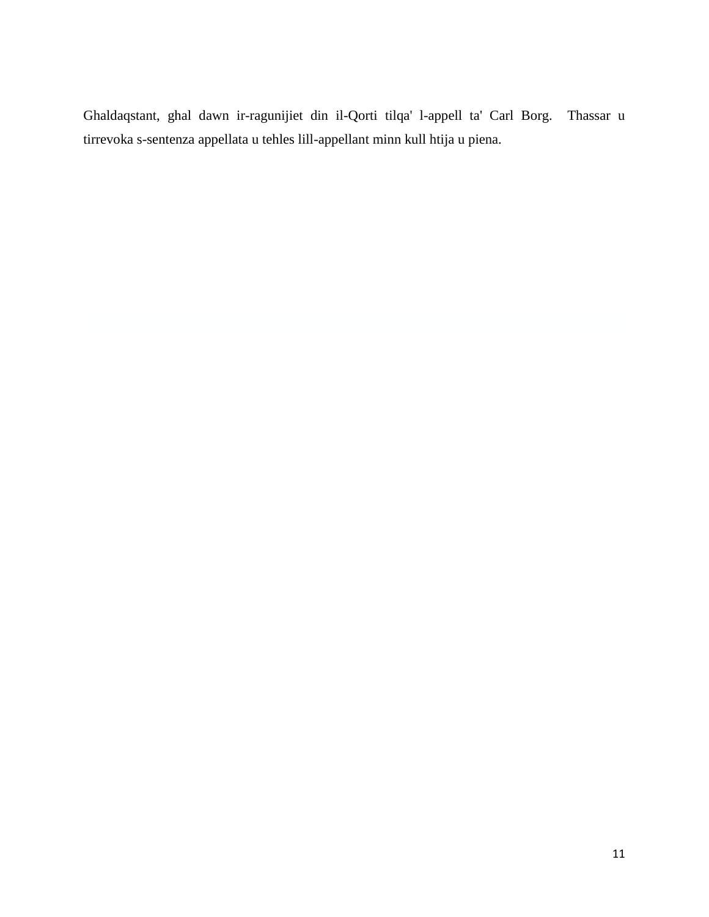Għaldaqstant, għal dawn ir-raġunijiet din il-Qorti tilqa' l-appell ta' Carl Borg.  Tħassar u tirrevoka s-sentenza appellata u teħles lill-appellant minn kull ħtija u piena.

Ghaldaqstant, ghal dawn ir-ragunijiet din il-Qorti tilqa' l-appell ta' Carl Borg.  Thassar u tirrevoka s-sentenza appellata u tehles lill-appellant minn kull htija u piena.